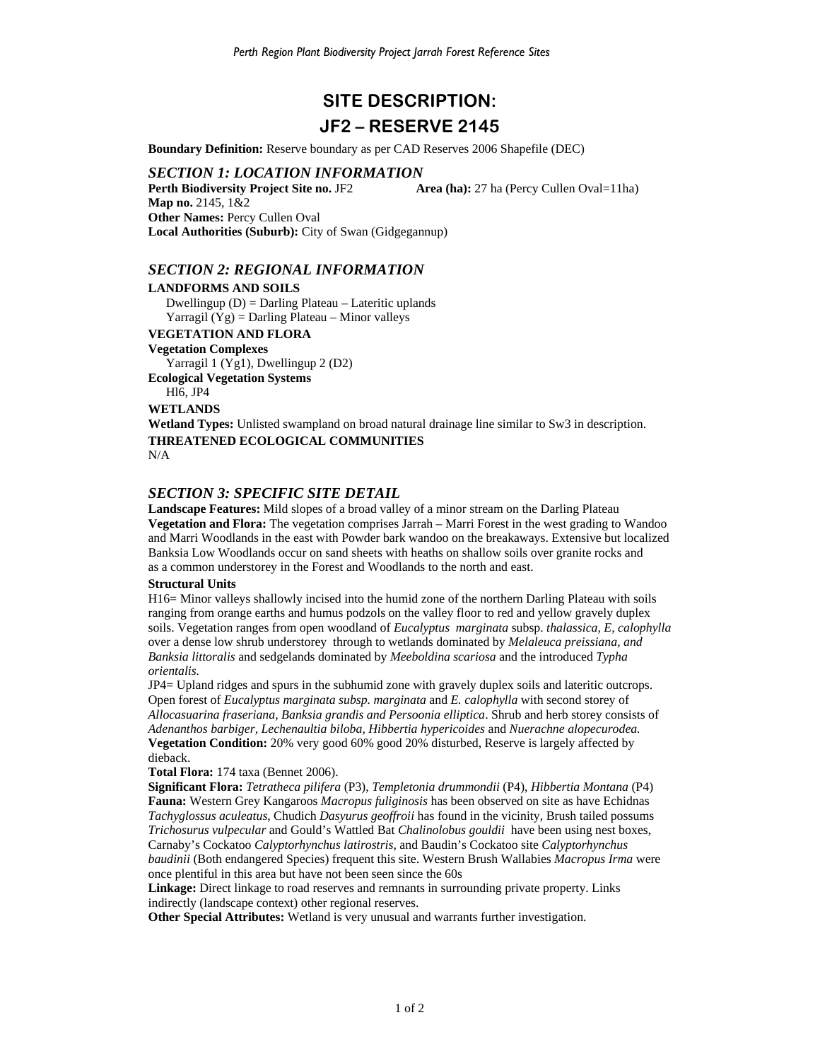# SITE DESCRIPTION:

# JF2 – RESERVE 2145

**Boundary Definition:** Reserve boundary as per CAD Reserves 2006 Shapefile (DEC)

## *SECTION 1: LOCATION INFORMATION*

**Perth Biodiversity Project Site no.** JF2 **Area (ha):** 27 ha (Percy Cullen Oval=11ha)
**Map no.** 2145, 1&2
**Other Names:** Percy Cullen Oval
**Local Authorities (Suburb):** City of Swan (Gidgegannup)

## *SECTION 2: REGIONAL INFORMATION*

**LANDFORMS AND SOILS**

Dwellingup (D) = Darling Plateau – Lateritic uplands
Yarragil (Yg) = Darling Plateau – Minor valleys

**VEGETATION AND FLORA**

**Vegetation Complexes**

Yarragil 1 (Yg1), Dwellingup 2 (D2)

**Ecological Vegetation Systems**

Hl6, JP4

**WETLANDS**

**Wetland Types:** Unlisted swampland on broad natural drainage line similar to Sw3 in description.

**THREATENED ECOLOGICAL COMMUNITIES**

N/A

## *SECTION 3: SPECIFIC SITE DETAIL*

**Landscape Features:** Mild slopes of a broad valley of a minor stream on the Darling Plateau
**Vegetation and Flora:** The vegetation comprises Jarrah – Marri Forest in the west grading to Wandoo and Marri Woodlands in the east with Powder bark wandoo on the breakaways. Extensive but localized Banksia Low Woodlands occur on sand sheets with heaths on shallow soils over granite rocks and as a common understorey in the Forest and Woodlands to the north and east.

**Structural Units**

H16= Minor valleys shallowly incised into the humid zone of the northern Darling Plateau with soils ranging from orange earths and humus podzols on the valley floor to red and yellow gravely duplex soils. Vegetation ranges from open woodland of *Eucalyptus marginata* subsp. *thalassica, E, calophylla* over a dense low shrub understorey through to wetlands dominated by *Melaleuca preissiana, and Banksia littoralis* and sedgelands dominated by *Meeboldina scariosa* and the introduced *Typha orientalis.*

JP4= Upland ridges and spurs in the subhumid zone with gravely duplex soils and lateritic outcrops. Open forest of *Eucalyptus marginata subsp. marginata* and *E. calophylla* with second storey of *Allocasuarina fraseriana, Banksia grandis and Persoonia elliptica*. Shrub and herb storey consists of *Adenanthos barbiger, Lechenaultia biloba, Hibbertia hypericoides* and *Nuerachne alopecurodea.*
**Vegetation Condition:** 20% very good 60% good 20% disturbed, Reserve is largely affected by dieback.
**Total Flora:** 174 taxa (Bennet 2006).
**Significant Flora:** *Tetratheca pilifera* (P3), *Templetonia drummondii* (P4), *Hibbertia Montana* (P4)
**Fauna:** Western Grey Kangaroos *Macropus fuliginosis* has been observed on site as have Echidnas *Tachyglossus aculeatus*, Chudich *Dasyurus geoffroii* has found in the vicinity, Brush tailed possums *Trichosurus vulpecular* and Gould's Wattled Bat *Chalinolobus gouldii* have been using nest boxes, Carnaby's Cockatoo *Calyptorhynchus latirostris*, and Baudin's Cockatoo site *Calyptorhynchus baudinii* (Both endangered Species) frequent this site. Western Brush Wallabies *Macropus Irma* were once plentiful in this area but have not been seen since the 60s
**Linkage:** Direct linkage to road reserves and remnants in surrounding private property. Links indirectly (landscape context) other regional reserves.
**Other Special Attributes:** Wetland is very unusual and warrants further investigation.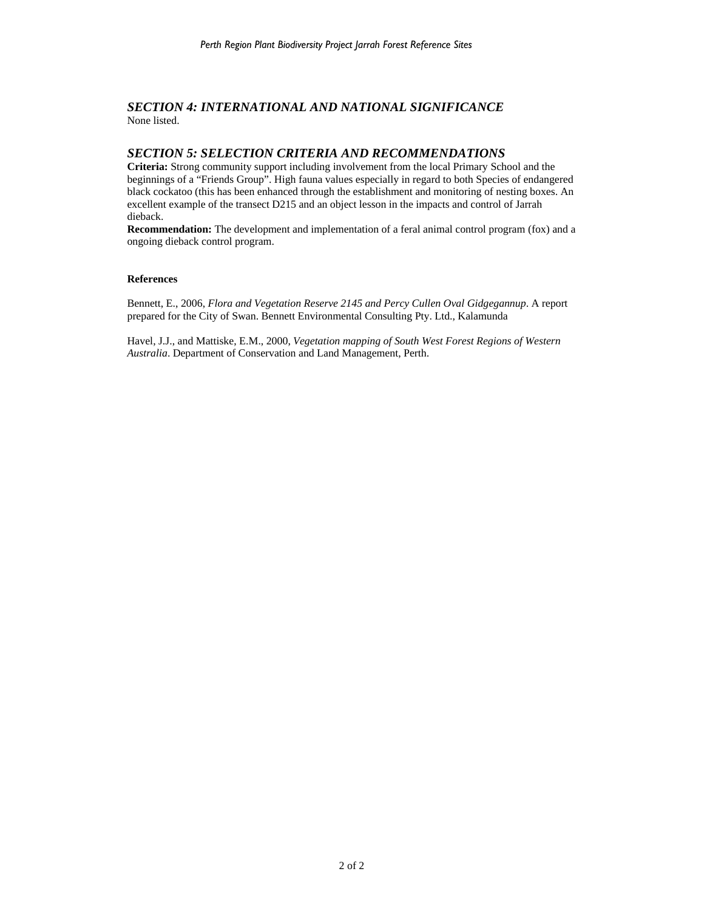## *SECTION 4: INTERNATIONAL AND NATIONAL SIGNIFICANCE*

None listed.

## *SECTION 5: SELECTION CRITERIA AND RECOMMENDATIONS*

**Criteria:** Strong community support including involvement from the local Primary School and the beginnings of a "Friends Group". High fauna values especially in regard to both Species of endangered black cockatoo (this has been enhanced through the establishment and monitoring of nesting boxes. An excellent example of the transect D215 and an object lesson in the impacts and control of Jarrah dieback.

**Recommendation:** The development and implementation of a feral animal control program (fox) and a ongoing dieback control program.

**References**

Bennett, E., 2006, *Flora and Vegetation Reserve 2145 and Percy Cullen Oval Gidgegannup*. A report prepared for the City of Swan. Bennett Environmental Consulting Pty. Ltd., Kalamunda

Havel, J.J., and Mattiske, E.M., 2000, *Vegetation mapping of South West Forest Regions of Western Australia*. Department of Conservation and Land Management, Perth.